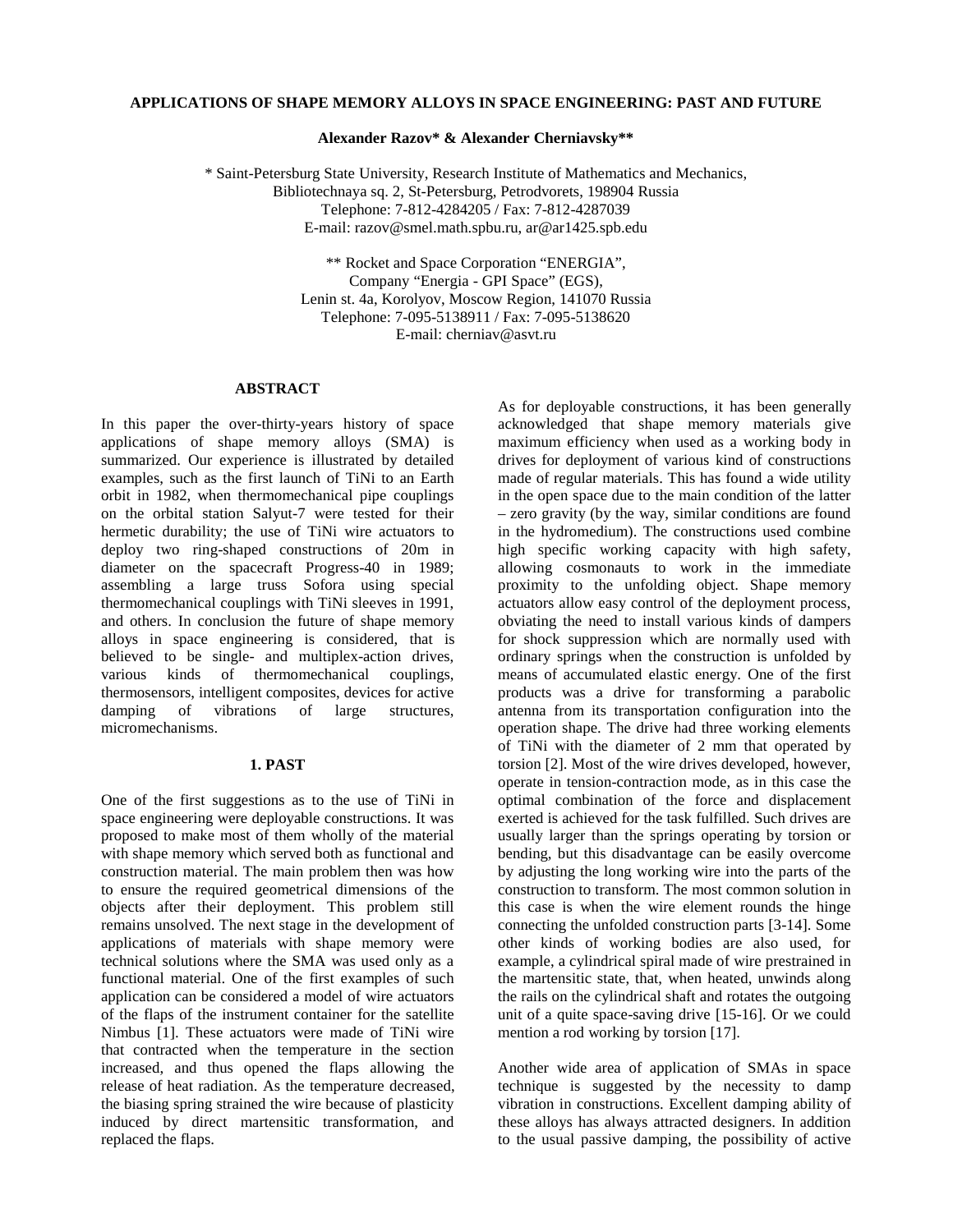# APPLICATIONS OF SHAPE MEMORY ALLOYS IN SPACE ENGINEERING: PAST AND FUTURE

**Alexander Razov* & Alexander Cherniavsky****

\* Saint-Petersburg State University, Research Institute of Mathematics and Mechanics,
Bibliotechnaya sq. 2, St-Petersburg, Petrodvorets, 198904 Russia
Telephone: 7-812-4284205 / Fax: 7-812-4287039
E-mail: razov@smel.math.spbu.ru, ar@ar1425.spb.edu

\*\* Rocket and Space Corporation "ENERGIA",
Company "Energia - GPI Space" (EGS),
Lenin st. 4a, Korolyov, Moscow Region, 141070 Russia
Telephone: 7-095-5138911 / Fax: 7-095-5138620
E-mail: cherniav@asvt.ru

## ABSTRACT

In this paper the over-thirty-years history of space applications of shape memory alloys (SMA) is summarized. Our experience is illustrated by detailed examples, such as the first launch of TiNi to an Earth orbit in 1982, when thermomechanical pipe couplings on the orbital station Salyut-7 were tested for their hermetic durability; the use of TiNi wire actuators to deploy two ring-shaped constructions of 20m in diameter on the spacecraft Progress-40 in 1989; assembling a large truss Sofora using special thermomechanical couplings with TiNi sleeves in 1991, and others. In conclusion the future of shape memory alloys in space engineering is considered, that is believed to be single- and multiplex-action drives, various kinds of thermomechanical couplings, thermosensors, intelligent composites, devices for active damping of vibrations of large structures, micromechanisms.

## 1. PAST

One of the first suggestions as to the use of TiNi in space engineering were deployable constructions. It was proposed to make most of them wholly of the material with shape memory which served both as functional and construction material. The main problem then was how to ensure the required geometrical dimensions of the objects after their deployment. This problem still remains unsolved. The next stage in the development of applications of materials with shape memory were technical solutions where the SMA was used only as a functional material. One of the first examples of such application can be considered a model of wire actuators of the flaps of the instrument container for the satellite Nimbus [1]. These actuators were made of TiNi wire that contracted when the temperature in the section increased, and thus opened the flaps allowing the release of heat radiation. As the temperature decreased, the biasing spring strained the wire because of plasticity induced by direct martensitic transformation, and replaced the flaps.

As for deployable constructions, it has been generally acknowledged that shape memory materials give maximum efficiency when used as a working body in drives for deployment of various kind of constructions made of regular materials. This has found a wide utility in the open space due to the main condition of the latter – zero gravity (by the way, similar conditions are found in the hydromedium). The constructions used combine high specific working capacity with high safety, allowing cosmonauts to work in the immediate proximity to the unfolding object. Shape memory actuators allow easy control of the deployment process, obviating the need to install various kinds of dampers for shock suppression which are normally used with ordinary springs when the construction is unfolded by means of accumulated elastic energy. One of the first products was a drive for transforming a parabolic antenna from its transportation configuration into the operation shape. The drive had three working elements of TiNi with the diameter of 2 mm that operated by torsion [2]. Most of the wire drives developed, however, operate in tension-contraction mode, as in this case the optimal combination of the force and displacement exerted is achieved for the task fulfilled. Such drives are usually larger than the springs operating by torsion or bending, but this disadvantage can be easily overcome by adjusting the long working wire into the parts of the construction to transform. The most common solution in this case is when the wire element rounds the hinge connecting the unfolded construction parts [3-14]. Some other kinds of working bodies are also used, for example, a cylindrical spiral made of wire prestrained in the martensitic state, that, when heated, unwinds along the rails on the cylindrical shaft and rotates the outgoing unit of a quite space-saving drive [15-16]. Or we could mention a rod working by torsion [17].

Another wide area of application of SMAs in space technique is suggested by the necessity to damp vibration in constructions. Excellent damping ability of these alloys has always attracted designers. In addition to the usual passive damping, the possibility of active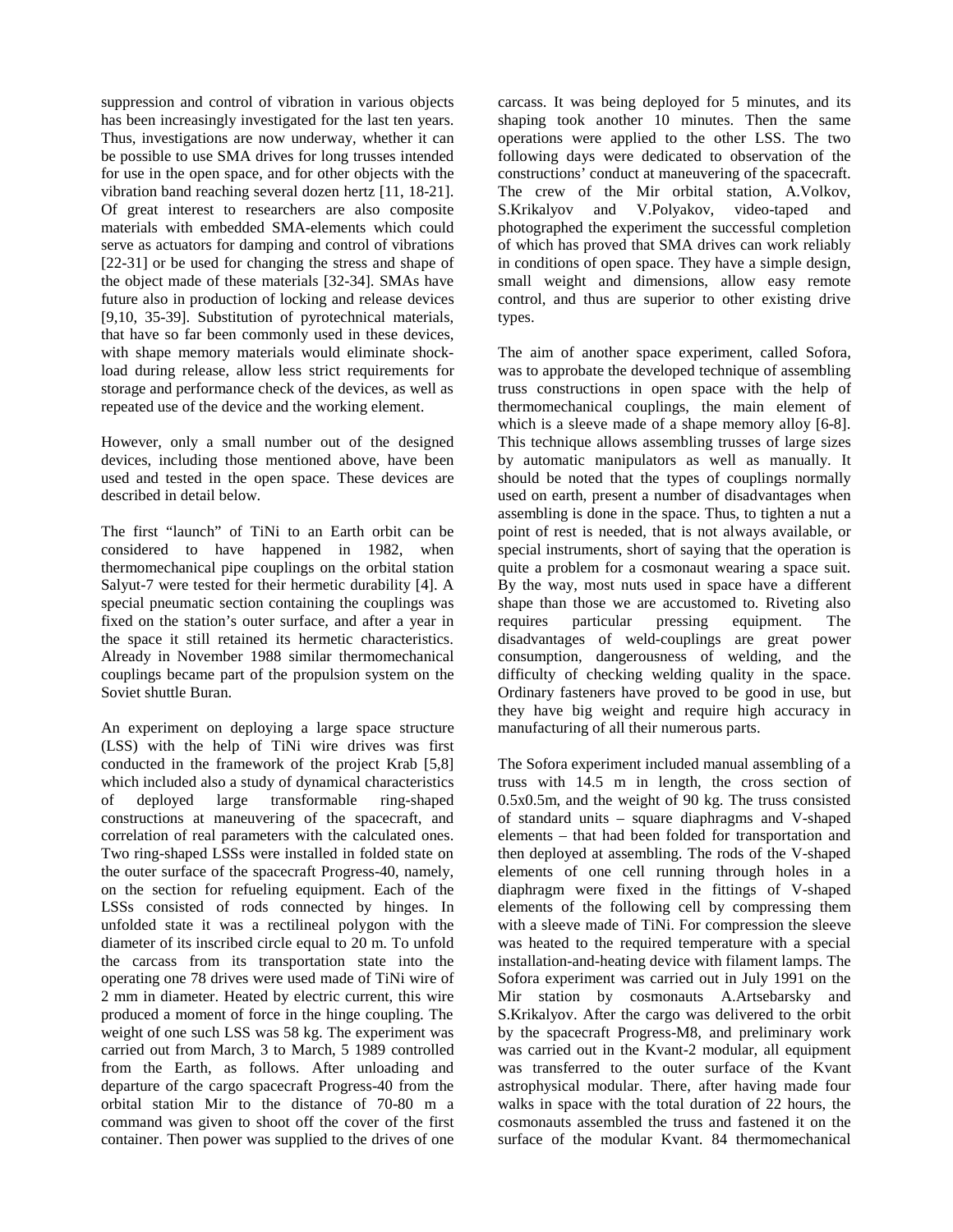suppression and control of vibration in various objects has been increasingly investigated for the last ten years. Thus, investigations are now underway, whether it can be possible to use SMA drives for long trusses intended for use in the open space, and for other objects with the vibration band reaching several dozen hertz [11, 18-21]. Of great interest to researchers are also composite materials with embedded SMA-elements which could serve as actuators for damping and control of vibrations [22-31] or be used for changing the stress and shape of the object made of these materials [32-34]. SMAs have future also in production of locking and release devices [9,10, 35-39]. Substitution of pyrotechnical materials, that have so far been commonly used in these devices, with shape memory materials would eliminate shock-load during release, allow less strict requirements for storage and performance check of the devices, as well as repeated use of the device and the working element.

However, only a small number out of the designed devices, including those mentioned above, have been used and tested in the open space. These devices are described in detail below.

The first "launch" of TiNi to an Earth orbit can be considered to have happened in 1982, when thermomechanical pipe couplings on the orbital station Salyut-7 were tested for their hermetic durability [4]. A special pneumatic section containing the couplings was fixed on the station's outer surface, and after a year in the space it still retained its hermetic characteristics. Already in November 1988 similar thermomechanical couplings became part of the propulsion system on the Soviet shuttle Buran.

An experiment on deploying a large space structure (LSS) with the help of TiNi wire drives was first conducted in the framework of the project Krab [5,8] which included also a study of dynamical characteristics of deployed large transformable ring-shaped constructions at maneuvering of the spacecraft, and correlation of real parameters with the calculated ones. Two ring-shaped LSSs were installed in folded state on the outer surface of the spacecraft Progress-40, namely, on the section for refueling equipment. Each of the LSSs consisted of rods connected by hinges. In unfolded state it was a rectilineal polygon with the diameter of its inscribed circle equal to 20 m. To unfold the carcass from its transportation state into the operating one 78 drives were used made of TiNi wire of 2 mm in diameter. Heated by electric current, this wire produced a moment of force in the hinge coupling. The weight of one such LSS was 58 kg. The experiment was carried out from March, 3 to March, 5 1989 controlled from the Earth, as follows. After unloading and departure of the cargo spacecraft Progress-40 from the orbital station Mir to the distance of 70-80 m a command was given to shoot off the cover of the first container. Then power was supplied to the drives of one carcass. It was being deployed for 5 minutes, and its shaping took another 10 minutes. Then the same operations were applied to the other LSS. The two following days were dedicated to observation of the constructions' conduct at maneuvering of the spacecraft. The crew of the Mir orbital station, A.Volkov, S.Krikalyov and V.Polyakov, video-taped and photographed the experiment the successful completion of which has proved that SMA drives can work reliably in conditions of open space. They have a simple design, small weight and dimensions, allow easy remote control, and thus are superior to other existing drive types.

The aim of another space experiment, called Sofora, was to approbate the developed technique of assembling truss constructions in open space with the help of thermomechanical couplings, the main element of which is a sleeve made of a shape memory alloy [6-8]. This technique allows assembling trusses of large sizes by automatic manipulators as well as manually. It should be noted that the types of couplings normally used on earth, present a number of disadvantages when assembling is done in the space. Thus, to tighten a nut a point of rest is needed, that is not always available, or special instruments, short of saying that the operation is quite a problem for a cosmonaut wearing a space suit. By the way, most nuts used in space have a different shape than those we are accustomed to. Riveting also requires particular pressing equipment. The disadvantages of weld-couplings are great power consumption, dangerousness of welding, and the difficulty of checking welding quality in the space. Ordinary fasteners have proved to be good in use, but they have big weight and require high accuracy in manufacturing of all their numerous parts.

The Sofora experiment included manual assembling of a truss with 14.5 m in length, the cross section of 0.5x0.5m, and the weight of 90 kg. The truss consisted of standard units – square diaphragms and V-shaped elements – that had been folded for transportation and then deployed at assembling. The rods of the V-shaped elements of one cell running through holes in a diaphragm were fixed in the fittings of V-shaped elements of the following cell by compressing them with a sleeve made of TiNi. For compression the sleeve was heated to the required temperature with a special installation-and-heating device with filament lamps. The Sofora experiment was carried out in July 1991 on the Mir station by cosmonauts A.Artsebarsky and S.Krikalyov. After the cargo was delivered to the orbit by the spacecraft Progress-M8, and preliminary work was carried out in the Kvant-2 modular, all equipment was transferred to the outer surface of the Kvant astrophysical modular. There, after having made four walks in space with the total duration of 22 hours, the cosmonauts assembled the truss and fastened it on the surface of the modular Kvant. 84 thermomechanical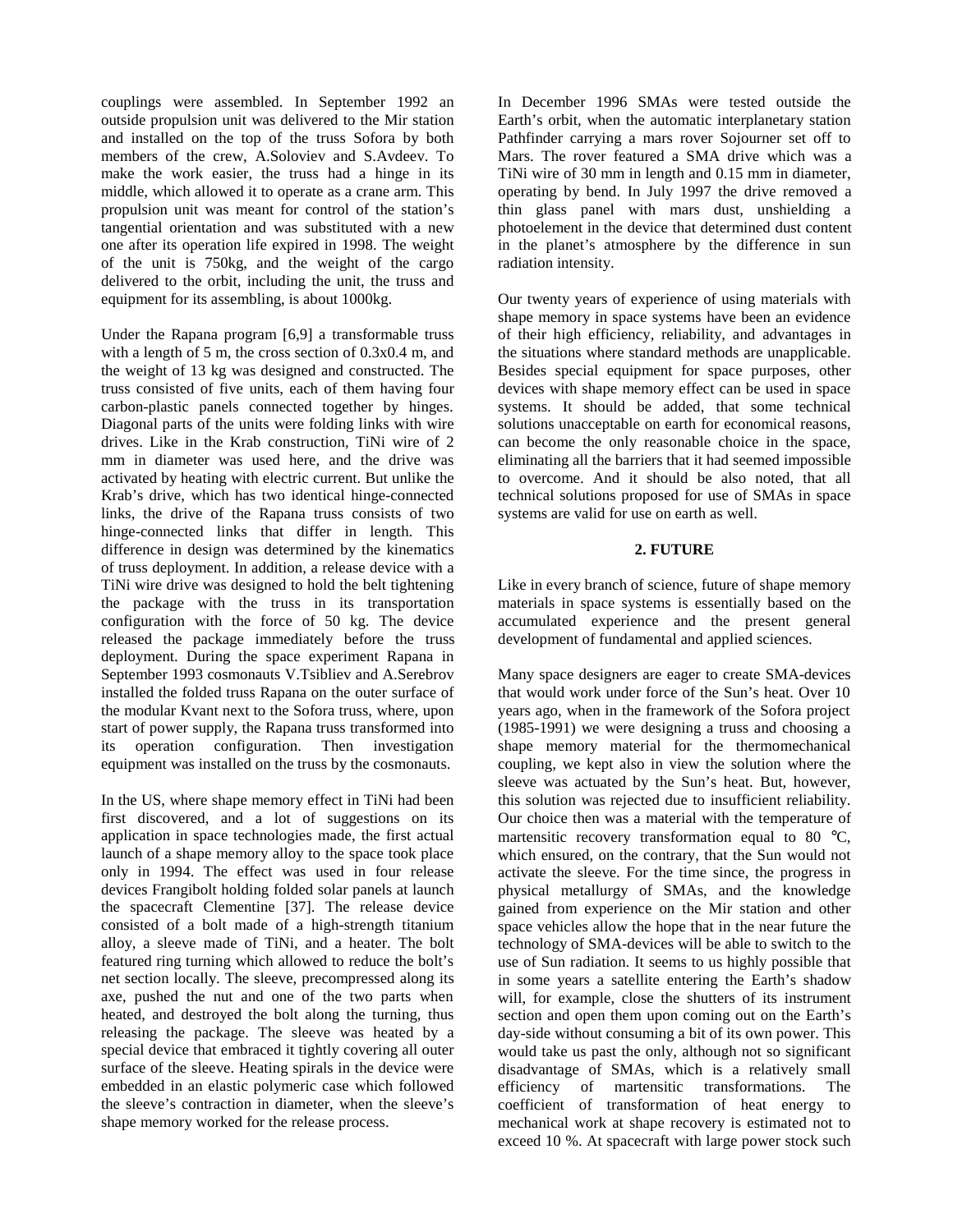couplings were assembled. In September 1992 an outside propulsion unit was delivered to the Mir station and installed on the top of the truss Sofora by both members of the crew, A.Soloviev and S.Avdeev. To make the work easier, the truss had a hinge in its middle, which allowed it to operate as a crane arm. This propulsion unit was meant for control of the station's tangential orientation and was substituted with a new one after its operation life expired in 1998. The weight of the unit is 750kg, and the weight of the cargo delivered to the orbit, including the unit, the truss and equipment for its assembling, is about 1000kg.

Under the Rapana program [6,9] a transformable truss with a length of 5 m, the cross section of 0.3x0.4 m, and the weight of 13 kg was designed and constructed. The truss consisted of five units, each of them having four carbon-plastic panels connected together by hinges. Diagonal parts of the units were folding links with wire drives. Like in the Krab construction, TiNi wire of 2 mm in diameter was used here, and the drive was activated by heating with electric current. But unlike the Krab's drive, which has two identical hinge-connected links, the drive of the Rapana truss consists of two hinge-connected links that differ in length. This difference in design was determined by the kinematics of truss deployment. In addition, a release device with a TiNi wire drive was designed to hold the belt tightening the package with the truss in its transportation configuration with the force of 50 kg. The device released the package immediately before the truss deployment. During the space experiment Rapana in September 1993 cosmonauts V.Tsibliev and A.Serebrov installed the folded truss Rapana on the outer surface of the modular Kvant next to the Sofora truss, where, upon start of power supply, the Rapana truss transformed into its operation configuration. Then investigation equipment was installed on the truss by the cosmonauts.

In the US, where shape memory effect in TiNi had been first discovered, and a lot of suggestions on its application in space technologies made, the first actual launch of a shape memory alloy to the space took place only in 1994. The effect was used in four release devices Frangibolt holding folded solar panels at launch the spacecraft Clementine [37]. The release device consisted of a bolt made of a high-strength titanium alloy, a sleeve made of TiNi, and a heater. The bolt featured ring turning which allowed to reduce the bolt's net section locally. The sleeve, precompressed along its axe, pushed the nut and one of the two parts when heated, and destroyed the bolt along the turning, thus releasing the package. The sleeve was heated by a special device that embraced it tightly covering all outer surface of the sleeve. Heating spirals in the device were embedded in an elastic polymeric case which followed the sleeve's contraction in diameter, when the sleeve's shape memory worked for the release process.

In December 1996 SMAs were tested outside the Earth's orbit, when the automatic interplanetary station Pathfinder carrying a mars rover Sojourner set off to Mars. The rover featured a SMA drive which was a TiNi wire of 30 mm in length and 0.15 mm in diameter, operating by bend. In July 1997 the drive removed a thin glass panel with mars dust, unshielding a photoelement in the device that determined dust content in the planet's atmosphere by the difference in sun radiation intensity.

Our twenty years of experience of using materials with shape memory in space systems have been an evidence of their high efficiency, reliability, and advantages in the situations where standard methods are unapplicable. Besides special equipment for space purposes, other devices with shape memory effect can be used in space systems. It should be added, that some technical solutions unacceptable on earth for economical reasons, can become the only reasonable choice in the space, eliminating all the barriers that it had seemed impossible to overcome. And it should be also noted, that all technical solutions proposed for use of SMAs in space systems are valid for use on earth as well.

## 2. FUTURE

Like in every branch of science, future of shape memory materials in space systems is essentially based on the accumulated experience and the present general development of fundamental and applied sciences.

Many space designers are eager to create SMA-devices that would work under force of the Sun's heat. Over 10 years ago, when in the framework of the Sofora project (1985-1991) we were designing a truss and choosing a shape memory material for the thermomechanical coupling, we kept also in view the solution where the sleeve was actuated by the Sun's heat. But, however, this solution was rejected due to insufficient reliability. Our choice then was a material with the temperature of martensitic recovery transformation equal to 80 °C, which ensured, on the contrary, that the Sun would not activate the sleeve. For the time since, the progress in physical metallurgy of SMAs, and the knowledge gained from experience on the Mir station and other space vehicles allow the hope that in the near future the technology of SMA-devices will be able to switch to the use of Sun radiation. It seems to us highly possible that in some years a satellite entering the Earth's shadow will, for example, close the shutters of its instrument section and open them upon coming out on the Earth's day-side without consuming a bit of its own power. This would take us past the only, although not so significant disadvantage of SMAs, which is a relatively small efficiency of martensitic transformations. The coefficient of transformation of heat energy to mechanical work at shape recovery is estimated not to exceed 10 %. At spacecraft with large power stock such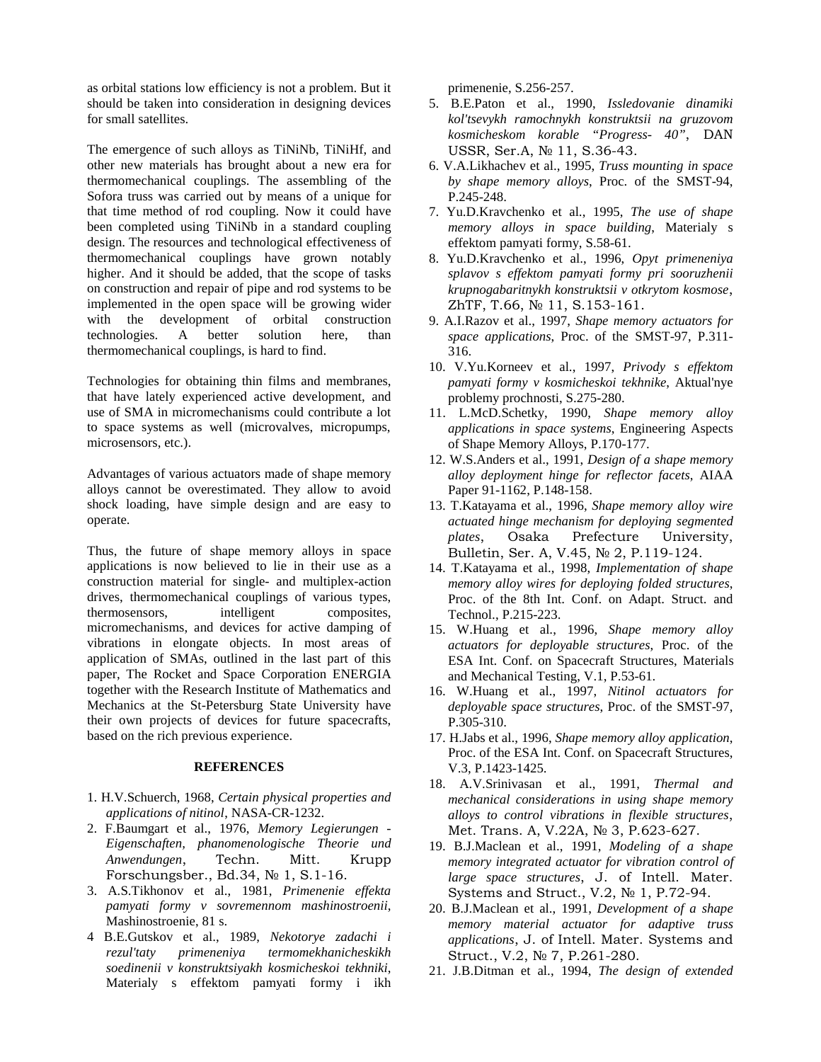as orbital stations low efficiency is not a problem. But it should be taken into consideration in designing devices for small satellites.

The emergence of such alloys as TiNiNb, TiNiHf, and other new materials has brought about a new era for thermomechanical couplings. The assembling of the Sofora truss was carried out by means of a unique for that time method of rod coupling. Now it could have been completed using TiNiNb in a standard coupling design. The resources and technological effectiveness of thermomechanical couplings have grown notably higher. And it should be added, that the scope of tasks on construction and repair of pipe and rod systems to be implemented in the open space will be growing wider with the development of orbital construction technologies. A better solution here, than thermomechanical couplings, is hard to find.

Technologies for obtaining thin films and membranes, that have lately experienced active development, and use of SMA in micromechanisms could contribute a lot to space systems as well (microvalves, micropumps, microsensors, etc.).

Advantages of various actuators made of shape memory alloys cannot be overestimated. They allow to avoid shock loading, have simple design and are easy to operate.

Thus, the future of shape memory alloys in space applications is now believed to lie in their use as a construction material for single- and multiplex-action drives, thermomechanical couplings of various types, thermosensors, intelligent composites, micromechanisms, and devices for active damping of vibrations in elongate objects. In most areas of application of SMAs, outlined in the last part of this paper, The Rocket and Space Corporation ENERGIA together with the Research Institute of Mathematics and Mechanics at the St-Petersburg State University have their own projects of devices for future spacecrafts, based on the rich previous experience.

## REFERENCES

1. H.V.Schuerch, 1968, *Certain physical properties and applications of nitinol*, NASA-CR-1232.
2. F.Baumgart et al., 1976, *Memory Legierungen - Eigenschaften, phanomenologische Theorie und Anwendungen*, Techn. Mitt. Krupp Forschungsber., Bd.34, № 1, S.1-16.
3. A.S.Tikhonov et al., 1981, *Primenenie effekta pamyati formy v sovremennom mashinostroenii*, Mashinostroenie, 81 s.
4. B.E.Gutskov et al., 1989, *Nekotorye zadachi i rezul'taty primeneniya termomekhanicheskikh soedinenii v konstruktsiyakh kosmicheskoi tekhniki*, Materialy s effektom pamyati formy i ikh primenenie, S.256-257.
5. B.E.Paton et al., 1990, *Issledovanie dinamiki kol'tsevykh ramochnykh konstruktsii na gruzovom kosmicheskom korable "Progress- 40"*, DAN USSR, Ser.A, № 11, S.36-43.
6. V.A.Likhachev et al., 1995, *Truss mounting in space by shape memory alloys*, Proc. of the SMST-94, P.245-248.
7. Yu.D.Kravchenko et al., 1995, *The use of shape memory alloys in space building*, Materialy s effektom pamyati formy, S.58-61.
8. Yu.D.Kravchenko et al., 1996, *Opyt primeneniya splavov s effektom pamyati formy pri sooruzhenii krupnogabaritnykh konstruktsii v otkrytom kosmose*, ZhTF, T.66, № 11, S.153-161.
9. A.I.Razov et al., 1997, *Shape memory actuators for space applications*, Proc. of the SMST-97, P.311-316.
10. V.Yu.Korneev et al., 1997, *Privody s effektom pamyati formy v kosmicheskoi tekhnike*, Aktual'nye problemy prochnosti, S.275-280.
11. L.McD.Schetky, 1990, *Shape memory alloy applications in space systems*, Engineering Aspects of Shape Memory Alloys, P.170-177.
12. W.S.Anders et al., 1991, *Design of a shape memory alloy deployment hinge for reflector facets*, AIAA Paper 91-1162, P.148-158.
13. T.Katayama et al., 1996, *Shape memory alloy wire actuated hinge mechanism for deploying segmented plates*, Osaka Prefecture University, Bulletin, Ser. A, V.45, № 2, P.119-124.
14. T.Katayama et al., 1998, *Implementation of shape memory alloy wires for deploying folded structures*, Proc. of the 8th Int. Conf. on Adapt. Struct. and Technol., P.215-223.
15. W.Huang et al., 1996, *Shape memory alloy actuators for deployable structures*, Proc. of the ESA Int. Conf. on Spacecraft Structures, Materials and Mechanical Testing, V.1, P.53-61.
16. W.Huang et al., 1997, *Nitinol actuators for deployable space structures*, Proc. of the SMST-97, P.305-310.
17. H.Jabs et al., 1996, *Shape memory alloy application*, Proc. of the ESA Int. Conf. on Spacecraft Structures, V.3, P.1423-1425.
18. A.V.Srinivasan et al., 1991, *Thermal and mechanical considerations in using shape memory alloys to control vibrations in flexible structures*, Met. Trans. A, V.22A, № 3, P.623-627.
19. B.J.Maclean et al., 1991, *Modeling of a shape memory integrated actuator for vibration control of large space structures*, J. of Intell. Mater. Systems and Struct., V.2, № 1, P.72-94.
20. B.J.Maclean et al., 1991, *Development of a shape memory material actuator for adaptive truss applications*, J. of Intell. Mater. Systems and Struct., V.2, № 7, P.261-280.
21. J.B.Ditman et al., 1994, *The design of extended*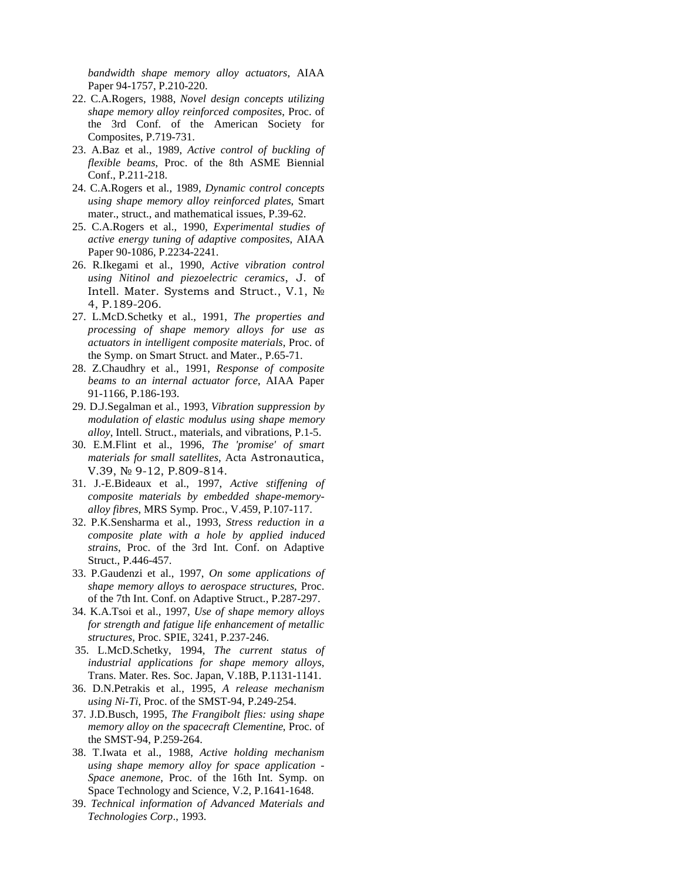*bandwidth shape memory alloy actuators*, AIAA Paper 94-1757, P.210-220.

22. C.A.Rogers, 1988, *Novel design concepts utilizing shape memory alloy reinforced composites*, Proc. of the 3rd Conf. of the American Society for Composites, P.719-731.
23. A.Baz et al., 1989, *Active control of buckling of flexible beams*, Proc. of the 8th ASME Biennial Conf., P.211-218.
24. C.A.Rogers et al., 1989, *Dynamic control concepts using shape memory alloy reinforced plates*, Smart mater., struct., and mathematical issues, P.39-62.
25. C.A.Rogers et al., 1990, *Experimental studies of active energy tuning of adaptive composites*, AIAA Paper 90-1086, P.2234-2241.
26. R.Ikegami et al., 1990, *Active vibration control using Nitinol and piezoelectric ceramics*, J. of Intell. Mater. Systems and Struct., V.1, № 4, P.189-206.
27. L.McD.Schetky et al., 1991, *The properties and processing of shape memory alloys for use as actuators in intelligent composite materials*, Proc. of the Symp. on Smart Struct. and Mater., P.65-71.
28. Z.Chaudhry et al., 1991, *Response of composite beams to an internal actuator force*, AIAA Paper 91-1166, P.186-193.
29. D.J.Segalman et al., 1993, *Vibration suppression by modulation of elastic modulus using shape memory alloy*, Intell. Struct., materials, and vibrations, P.1-5.
30. E.M.Flint et al., 1996, *The 'promise' of smart materials for small satellites*, Acta Astronautica, V.39, № 9-12, P.809-814.
31. J.-E.Bideaux et al., 1997, *Active stiffening of composite materials by embedded shape-memory-alloy fibres*, MRS Symp. Proc., V.459, P.107-117.
32. P.K.Sensharma et al., 1993, *Stress reduction in a composite plate with a hole by applied induced strains*, Proc. of the 3rd Int. Conf. on Adaptive Struct., P.446-457.
33. P.Gaudenzi et al., 1997, *On some applications of shape memory alloys to aerospace structures*, Proc. of the 7th Int. Conf. on Adaptive Struct., P.287-297.
34. K.A.Tsoi et al., 1997, *Use of shape memory alloys for strength and fatigue life enhancement of metallic structures*, Proc. SPIE, 3241, P.237-246.
35. L.McD.Schetky, 1994, *The current status of industrial applications for shape memory alloys*, Trans. Mater. Res. Soc. Japan, V.18B, P.1131-1141.
36. D.N.Petrakis et al., 1995, *A release mechanism using Ni-Ti*, Proc. of the SMST-94, P.249-254.
37. J.D.Busch, 1995, *The Frangibolt flies: using shape memory alloy on the spacecraft Clementine*, Proc. of the SMST-94, P.259-264.
38. T.Iwata et al., 1988, *Active holding mechanism using shape memory alloy for space application - Space anemone*, Proc. of the 16th Int. Symp. on Space Technology and Science, V.2, P.1641-1648.
39. *Technical information of Advanced Materials and Technologies Corp*., 1993.